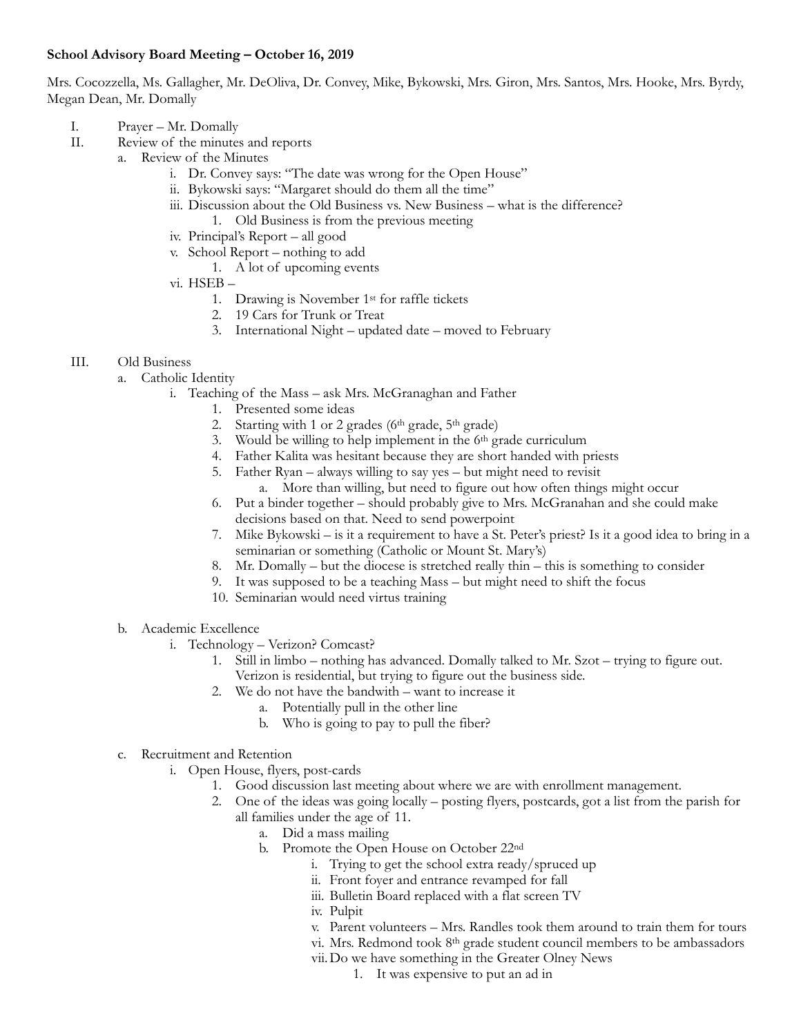**School Advisory Board Meeting – October 16, 2019**

Mrs. Cocozzella, Ms. Gallagher, Mr. DeOliva, Dr. Convey, Mike, Bykowski, Mrs. Giron, Mrs. Santos, Mrs. Hooke, Mrs. Byrdy, Megan Dean, Mr. Domally

I. Prayer – Mr. Domally
II. Review of the minutes and reports
   a. Review of the Minutes
      i. Dr. Convey says: "The date was wrong for the Open House"
      ii. Bykowski says: "Margaret should do them all the time"
      iii. Discussion about the Old Business vs. New Business – what is the difference?
         1. Old Business is from the previous meeting
      iv. Principal's Report – all good
      v. School Report – nothing to add
         1. A lot of upcoming events
      vi. HSEB –
         1. Drawing is November 1st for raffle tickets
         2. 19 Cars for Trunk or Treat
         3. International Night – updated date – moved to February

III. Old Business
   a. Catholic Identity
      i. Teaching of the Mass – ask Mrs. McGranaghan and Father
         1. Presented some ideas
         2. Starting with 1 or 2 grades (6th grade, 5th grade)
         3. Would be willing to help implement in the 6th grade curriculum
         4. Father Kalita was hesitant because they are short handed with priests
         5. Father Ryan – always willing to say yes – but might need to revisit
            a. More than willing, but need to figure out how often things might occur
         6. Put a binder together – should probably give to Mrs. McGranahan and she could make decisions based on that. Need to send powerpoint
         7. Mike Bykowski – is it a requirement to have a St. Peter's priest? Is it a good idea to bring in a seminarian or something (Catholic or Mount St. Mary's)
         8. Mr. Domally – but the diocese is stretched really thin – this is something to consider
         9. It was supposed to be a teaching Mass – but might need to shift the focus
         10. Seminarian would need virtus training

   b. Academic Excellence
      i. Technology – Verizon? Comcast?
         1. Still in limbo – nothing has advanced. Domally talked to Mr. Szot – trying to figure out. Verizon is residential, but trying to figure out the business side.
         2. We do not have the bandwith – want to increase it
            a. Potentially pull in the other line
            b. Who is going to pay to pull the fiber?

   c. Recruitment and Retention
      i. Open House, flyers, post-cards
         1. Good discussion last meeting about where we are with enrollment management.
         2. One of the ideas was going locally – posting flyers, postcards, got a list from the parish for all families under the age of 11.
            a. Did a mass mailing
            b. Promote the Open House on October 22nd
               i. Trying to get the school extra ready/spruced up
               ii. Front foyer and entrance revamped for fall
               iii. Bulletin Board replaced with a flat screen TV
               iv. Pulpit
               v. Parent volunteers – Mrs. Randles took them around to train them for tours
               vi. Mrs. Redmond took 8th grade student council members to be ambassadors
               vii. Do we have something in the Greater Olney News
                  1. It was expensive to put an ad in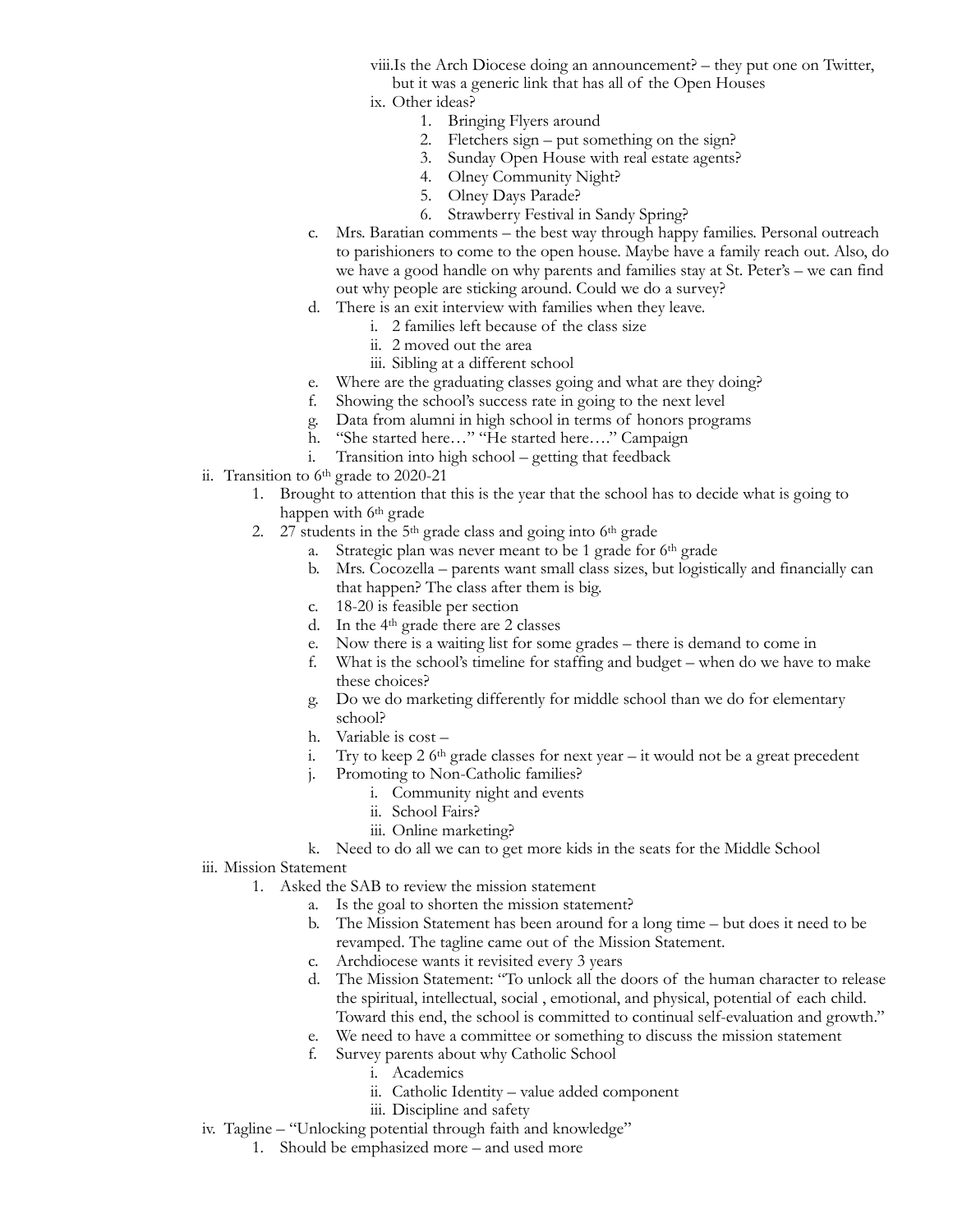viii. Is the Arch Diocese doing an announcement? – they put one on Twitter, but it was a generic link that has all of the Open Houses

ix. Other ideas?

1. Bringing Flyers around
2. Fletchers sign – put something on the sign?
3. Sunday Open House with real estate agents?
4. Olney Community Night?
5. Olney Days Parade?
6. Strawberry Festival in Sandy Spring?

c. Mrs. Baratian comments – the best way through happy families. Personal outreach to parishioners to come to the open house. Maybe have a family reach out. Also, do we have a good handle on why parents and families stay at St. Peter's – we can find out why people are sticking around. Could we do a survey?

d. There is an exit interview with families when they leave.

i. 2 families left because of the class size

ii. 2 moved out the area

iii. Sibling at a different school

e. Where are the graduating classes going and what are they doing?

f. Showing the school's success rate in going to the next level

g. Data from alumni in high school in terms of honors programs

h. "She started here…" "He started here…." Campaign

i. Transition into high school – getting that feedback

ii. Transition to 6th grade to 2020-21

1. Brought to attention that this is the year that the school has to decide what is going to happen with 6th grade
2. 27 students in the 5th grade class and going into 6th grade

a. Strategic plan was never meant to be 1 grade for 6th grade

b. Mrs. Cocozella – parents want small class sizes, but logistically and financially can that happen? The class after them is big.

c. 18-20 is feasible per section

d. In the 4th grade there are 2 classes

e. Now there is a waiting list for some grades – there is demand to come in

f. What is the school's timeline for staffing and budget – when do we have to make these choices?

g. Do we do marketing differently for middle school than we do for elementary school?

h. Variable is cost –

i. Try to keep 2 6th grade classes for next year – it would not be a great precedent

j. Promoting to Non-Catholic families?

i. Community night and events

ii. School Fairs?

iii. Online marketing?

k. Need to do all we can to get more kids in the seats for the Middle School

iii. Mission Statement

1. Asked the SAB to review the mission statement

a. Is the goal to shorten the mission statement?

b. The Mission Statement has been around for a long time – but does it need to be revamped. The tagline came out of the Mission Statement.

c. Archdiocese wants it revisited every 3 years

d. The Mission Statement: "To unlock all the doors of the human character to release the spiritual, intellectual, social , emotional, and physical, potential of each child. Toward this end, the school is committed to continual self-evaluation and growth."

e. We need to have a committee or something to discuss the mission statement

f. Survey parents about why Catholic School

i. Academics

ii. Catholic Identity – value added component

iii. Discipline and safety

iv. Tagline – "Unlocking potential through faith and knowledge"

1. Should be emphasized more – and used more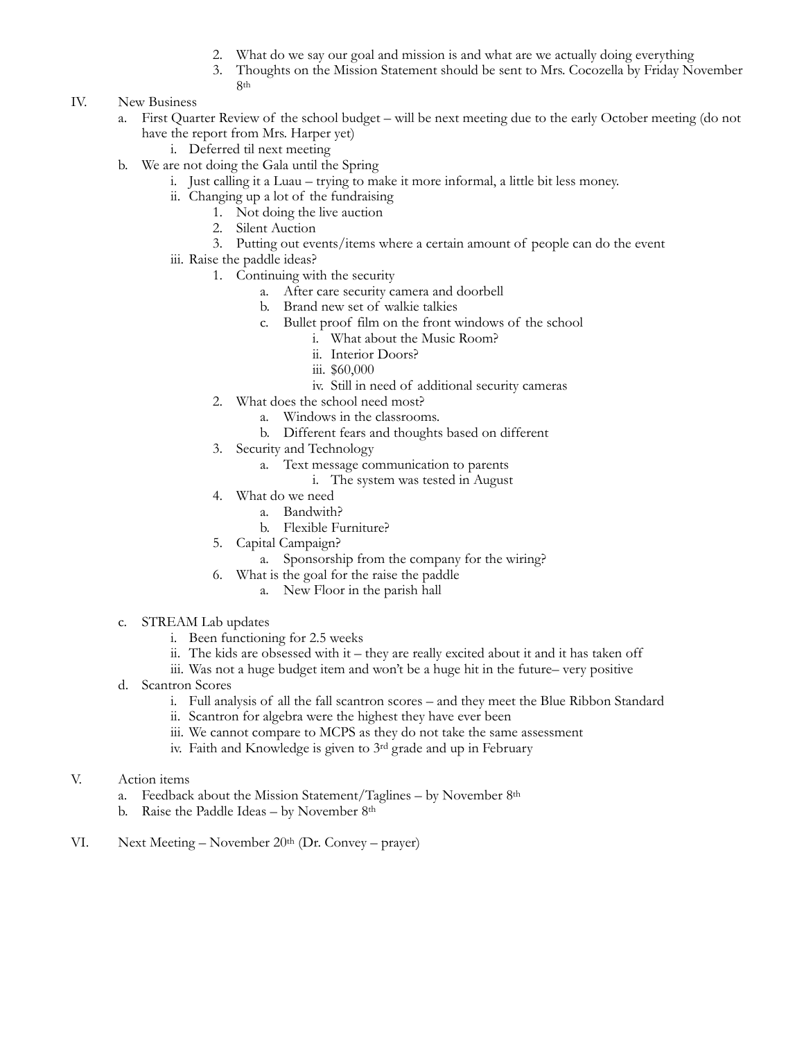2. What do we say our goal and mission is and what are we actually doing everything
3. Thoughts on the Mission Statement should be sent to Mrs. Cocozella by Friday November 8th

IV. New Business
   a. First Quarter Review of the school budget – will be next meeting due to the early October meeting (do not have the report from Mrs. Harper yet)
      i. Deferred til next meeting
   b. We are not doing the Gala until the Spring
      i. Just calling it a Luau – trying to make it more informal, a little bit less money.
      ii. Changing up a lot of the fundraising
         1. Not doing the live auction
         2. Silent Auction
         3. Putting out events/items where a certain amount of people can do the event
      iii. Raise the paddle ideas?
         1. Continuing with the security
            a. After care security camera and doorbell
            b. Brand new set of walkie talkies
            c. Bullet proof film on the front windows of the school
               i. What about the Music Room?
               ii. Interior Doors?
               iii. $60,000
               iv. Still in need of additional security cameras
         2. What does the school need most?
            a. Windows in the classrooms.
            b. Different fears and thoughts based on different
         3. Security and Technology
            a. Text message communication to parents
               i. The system was tested in August
         4. What do we need
            a. Bandwith?
            b. Flexible Furniture?
         5. Capital Campaign?
            a. Sponsorship from the company for the wiring?
         6. What is the goal for the raise the paddle
            a. New Floor in the parish hall

   c. STREAM Lab updates
      i. Been functioning for 2.5 weeks
      ii. The kids are obsessed with it – they are really excited about it and it has taken off
      iii. Was not a huge budget item and won't be a huge hit in the future– very positive
   d. Scantron Scores
      i. Full analysis of all the fall scantron scores – and they meet the Blue Ribbon Standard
      ii. Scantron for algebra were the highest they have ever been
      iii. We cannot compare to MCPS as they do not take the same assessment
      iv. Faith and Knowledge is given to 3rd grade and up in February

V. Action items
   a. Feedback about the Mission Statement/Taglines – by November 8th
   b. Raise the Paddle Ideas – by November 8th

VI. Next Meeting – November 20th (Dr. Convey – prayer)